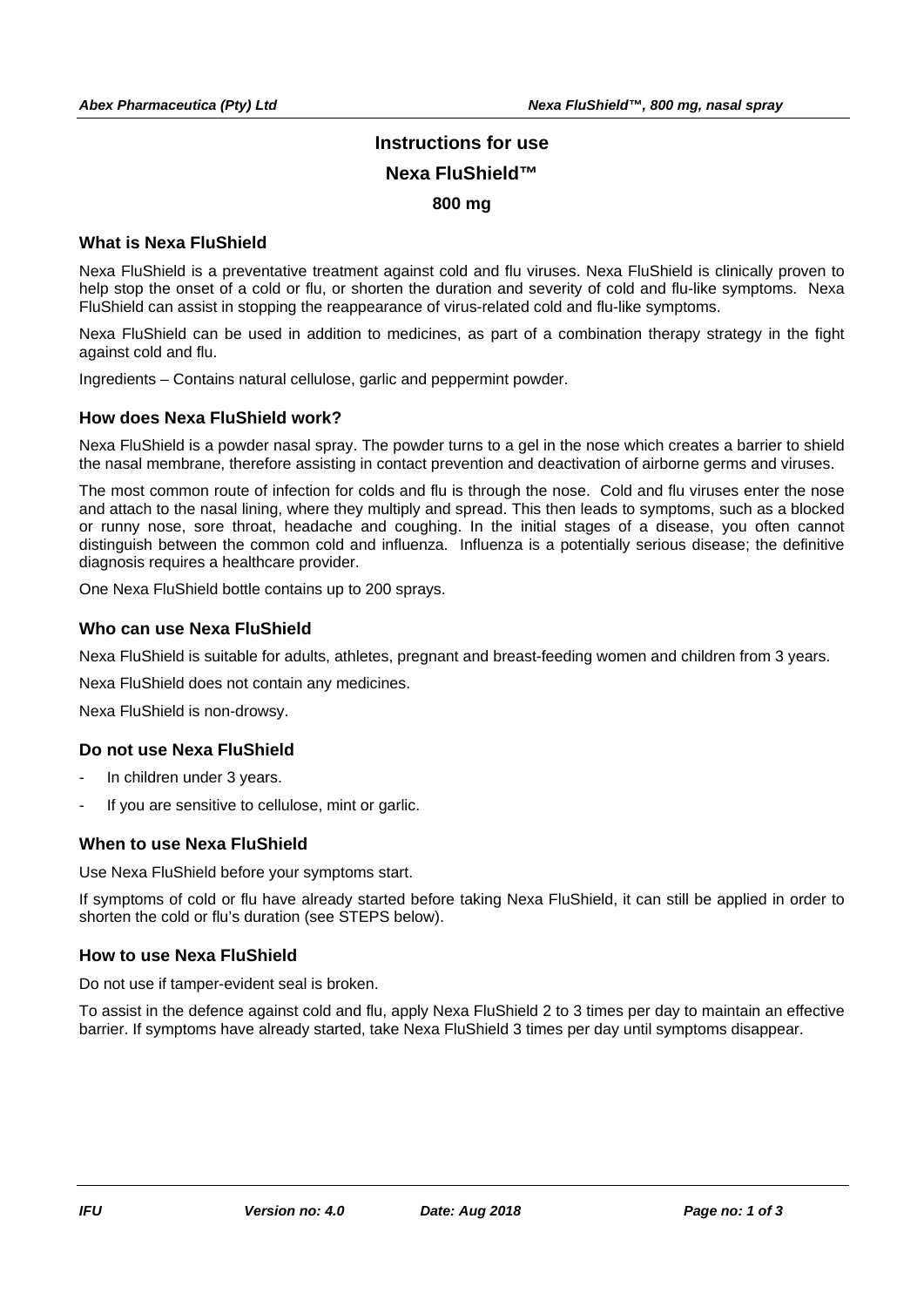# Instructions for use

# Nexa FluShield™

# 800 mg

## What is Nexa FluShield

Nexa FluShield is a preventative treatment against cold and flu viruses. Nexa FluShield is clinically proven to help stop the onset of a cold or flu, or shorten the duration and severity of cold and flu-like symptoms. Nexa FluShield can assist in stopping the reappearance of virus-related cold and flu-like symptoms.

Nexa FluShield can be used in addition to medicines, as part of a combination therapy strategy in the fight against cold and flu.

Ingredients – Contains natural cellulose, garlic and peppermint powder.

## How does Nexa FluShield work?

Nexa FluShield is a powder nasal spray. The powder turns to a gel in the nose which creates a barrier to shield the nasal membrane, therefore assisting in contact prevention and deactivation of airborne germs and viruses.

The most common route of infection for colds and flu is through the nose. Cold and flu viruses enter the nose and attach to the nasal lining, where they multiply and spread. This then leads to symptoms, such as a blocked or runny nose, sore throat, headache and coughing. In the initial stages of a disease, you often cannot distinguish between the common cold and influenza. Influenza is a potentially serious disease; the definitive diagnosis requires a healthcare provider.

One Nexa FluShield bottle contains up to 200 sprays.

## Who can use Nexa FluShield

Nexa FluShield is suitable for adults, athletes, pregnant and breast-feeding women and children from 3 years.

Nexa FluShield does not contain any medicines.

Nexa FluShield is non-drowsy.

## Do not use Nexa FluShield

- In children under 3 years.
- If you are sensitive to cellulose, mint or garlic.

## When to use Nexa FluShield

Use Nexa FluShield before your symptoms start.

If symptoms of cold or flu have already started before taking Nexa FluShield, it can still be applied in order to shorten the cold or flu's duration (see STEPS below).

## How to use Nexa FluShield

Do not use if tamper-evident seal is broken.

To assist in the defence against cold and flu, apply Nexa FluShield 2 to 3 times per day to maintain an effective barrier. If symptoms have already started, take Nexa FluShield 3 times per day until symptoms disappear.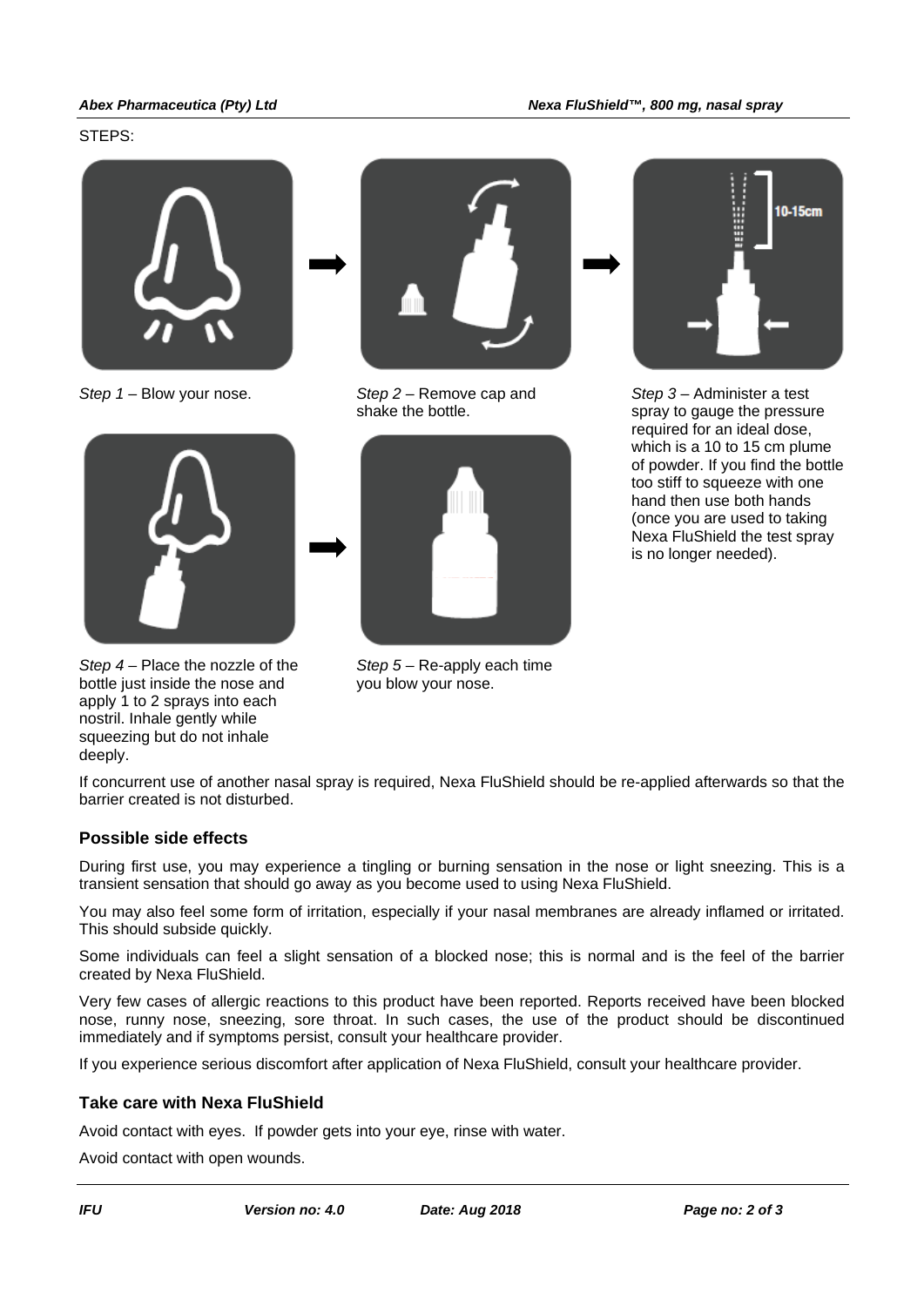STEPS:

*Step 1* – Blow your nose.

*Step 2* – Remove cap and shake the bottle.

*Step 3* – Administer a test spray to gauge the pressure required for an ideal dose, which is a 10 to 15 cm plume of powder. If you find the bottle too stiff to squeeze with one hand then use both hands (once you are used to taking Nexa FluShield the test spray is no longer needed).

*Step 4* – Place the nozzle of the bottle just inside the nose and apply 1 to 2 sprays into each nostril. Inhale gently while squeezing but do not inhale deeply.

*Step 5* – Re-apply each time you blow your nose.

If concurrent use of another nasal spray is required, Nexa FluShield should be re-applied afterwards so that the barrier created is not disturbed.

## Possible side effects

During first use, you may experience a tingling or burning sensation in the nose or light sneezing. This is a transient sensation that should go away as you become used to using Nexa FluShield.

You may also feel some form of irritation, especially if your nasal membranes are already inflamed or irritated. This should subside quickly.

Some individuals can feel a slight sensation of a blocked nose; this is normal and is the feel of the barrier created by Nexa FluShield.

Very few cases of allergic reactions to this product have been reported. Reports received have been blocked nose, runny nose, sneezing, sore throat. In such cases, the use of the product should be discontinued immediately and if symptoms persist, consult your healthcare provider.

If you experience serious discomfort after application of Nexa FluShield, consult your healthcare provider.

## Take care with Nexa FluShield

Avoid contact with eyes. If powder gets into your eye, rinse with water.

Avoid contact with open wounds.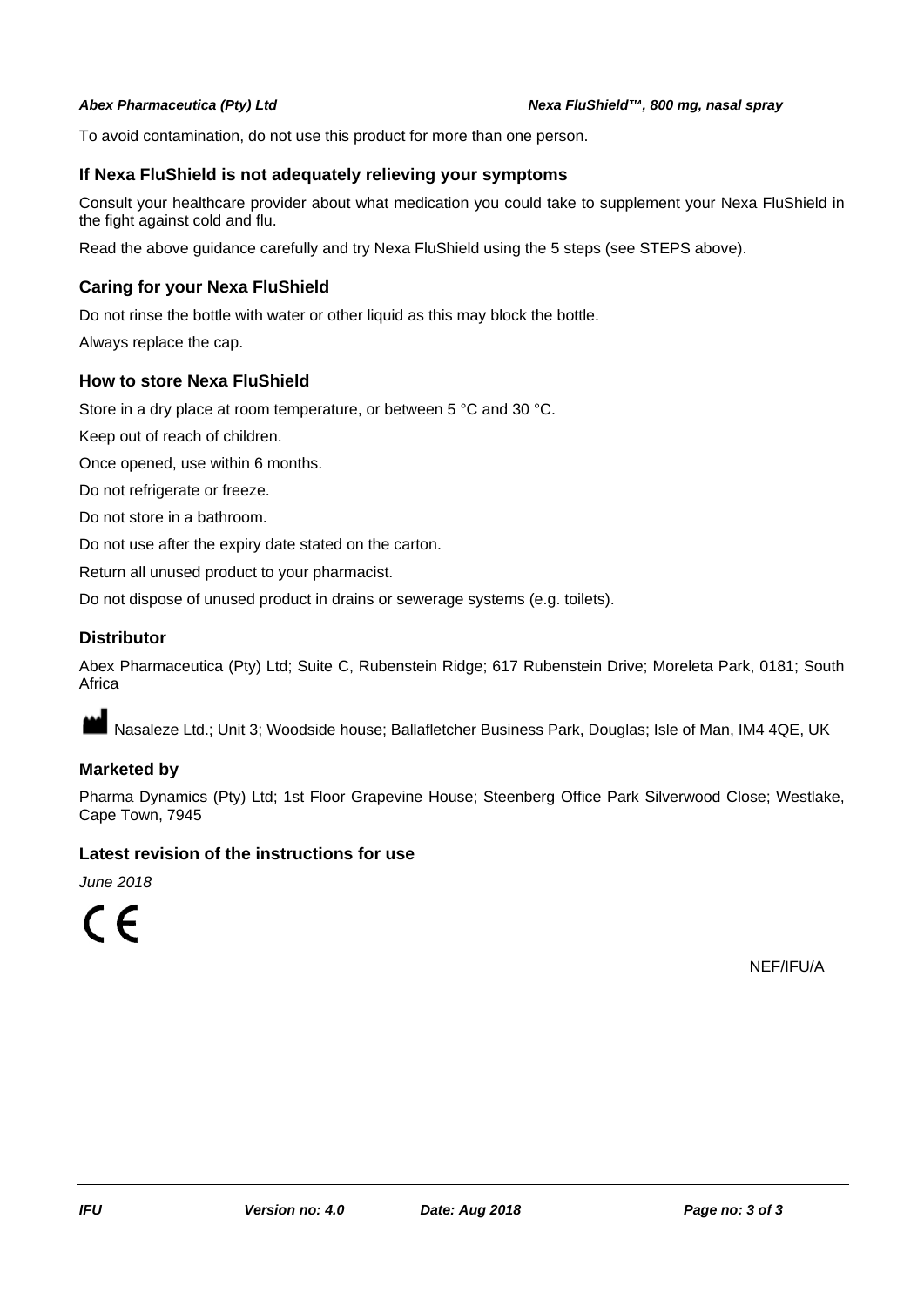To avoid contamination, do not use this product for more than one person.

### If Nexa FluShield is not adequately relieving your symptoms

Consult your healthcare provider about what medication you could take to supplement your Nexa FluShield in the fight against cold and flu.

Read the above guidance carefully and try Nexa FluShield using the 5 steps (see STEPS above).

### Caring for your Nexa FluShield

Do not rinse the bottle with water or other liquid as this may block the bottle.

Always replace the cap.

### How to store Nexa FluShield

Store in a dry place at room temperature, or between 5 °C and 30 °C.

Keep out of reach of children.

Once opened, use within 6 months.

Do not refrigerate or freeze.

Do not store in a bathroom.

Do not use after the expiry date stated on the carton.

Return all unused product to your pharmacist.

Do not dispose of unused product in drains or sewerage systems (e.g. toilets).

### Distributor

Abex Pharmaceutica (Pty) Ltd; Suite C, Rubenstein Ridge; 617 Rubenstein Drive; Moreleta Park, 0181; South Africa

Nasaleze Ltd.; Unit 3; Woodside house; Ballafletcher Business Park, Douglas; Isle of Man, IM4 4QE, UK

### Marketed by

Pharma Dynamics (Pty) Ltd; 1st Floor Grapevine House; Steenberg Office Park Silverwood Close; Westlake, Cape Town, 7945

### Latest revision of the instructions for use

*June 2018*

CE

NEF/IFU/A